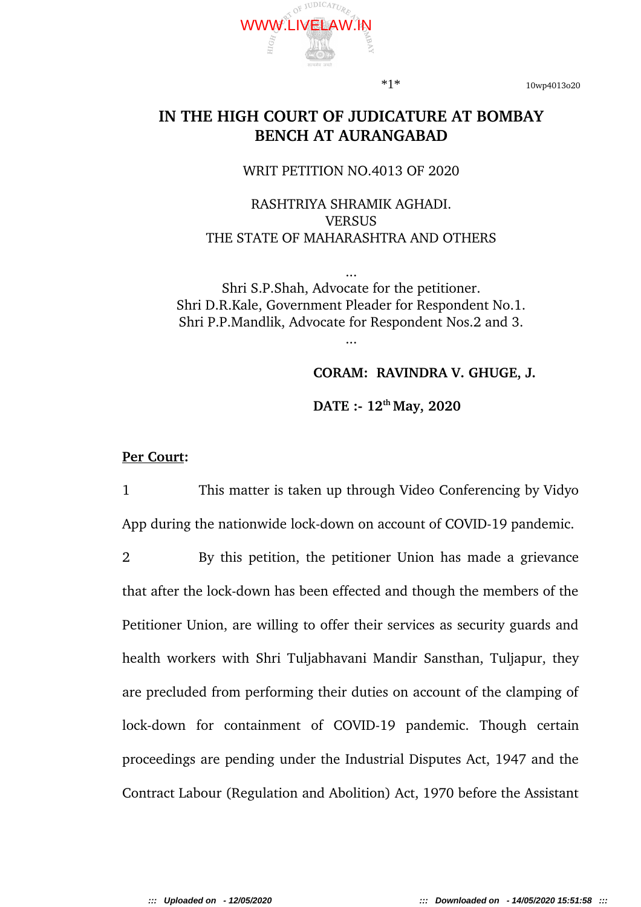# IN THE HIGH COURT OF JUDICATURE AT BOMBAY
# BENCH AT AURANGABAD

WRIT PETITION NO.4013 OF 2020

RASHTRIYA SHRAMIK AGHADI.
VERSUS
THE STATE OF MAHARASHTRA AND OTHERS

...

Shri S.P.Shah, Advocate for the petitioner.
Shri D.R.Kale, Government Pleader for Respondent No.1.
Shri P.P.Mandlik, Advocate for Respondent Nos.2 and 3.

...

**CORAM: RAVINDRA V. GHUGE, J.**

**DATE :- 12th May, 2020**

**Per Court:**

1 This matter is taken up through Video Conferencing by Vidyo App during the nationwide lock-down on account of COVID-19 pandemic.

2 By this petition, the petitioner Union has made a grievance that after the lock-down has been effected and though the members of the Petitioner Union, are willing to offer their services as security guards and health workers with Shri Tuljabhavani Mandir Sansthan, Tuljapur, they are precluded from performing their duties on account of the clamping of lock-down for containment of COVID-19 pandemic. Though certain proceedings are pending under the Industrial Disputes Act, 1947 and the Contract Labour (Regulation and Abolition) Act, 1970 before the Assistant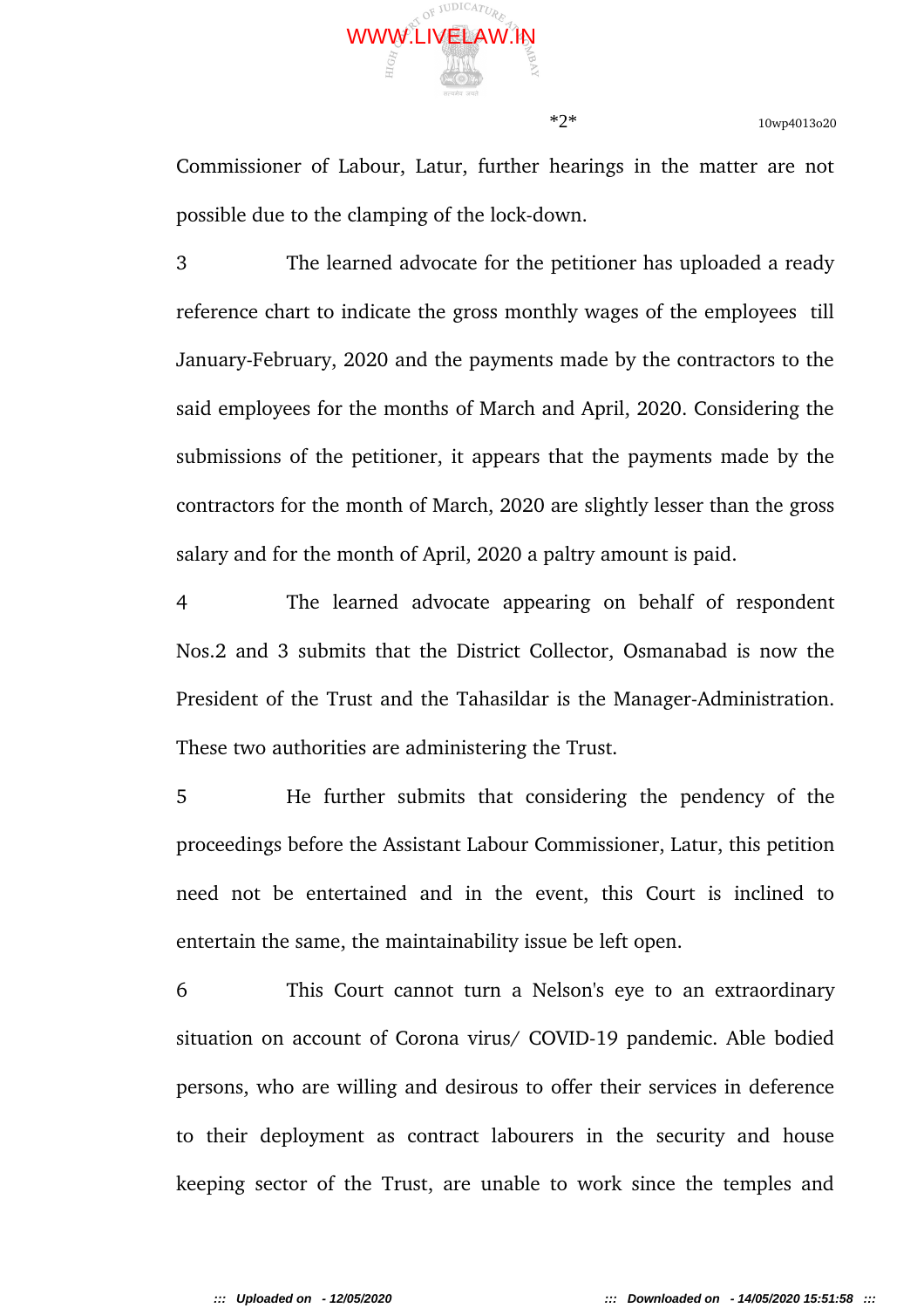Commissioner of Labour, Latur, further hearings in the matter are not possible due to the clamping of the lock-down.

3 The learned advocate for the petitioner has uploaded a ready reference chart to indicate the gross monthly wages of the employees till January-February, 2020 and the payments made by the contractors to the said employees for the months of March and April, 2020. Considering the submissions of the petitioner, it appears that the payments made by the contractors for the month of March, 2020 are slightly lesser than the gross salary and for the month of April, 2020 a paltry amount is paid.

4 The learned advocate appearing on behalf of respondent Nos.2 and 3 submits that the District Collector, Osmanabad is now the President of the Trust and the Tahasildar is the Manager-Administration. These two authorities are administering the Trust.

5 He further submits that considering the pendency of the proceedings before the Assistant Labour Commissioner, Latur, this petition need not be entertained and in the event, this Court is inclined to entertain the same, the maintainability issue be left open.

6 This Court cannot turn a Nelson's eye to an extraordinary situation on account of Corona virus/ COVID-19 pandemic. Able bodied persons, who are willing and desirous to offer their services in deference to their deployment as contract labourers in the security and house keeping sector of the Trust, are unable to work since the temples and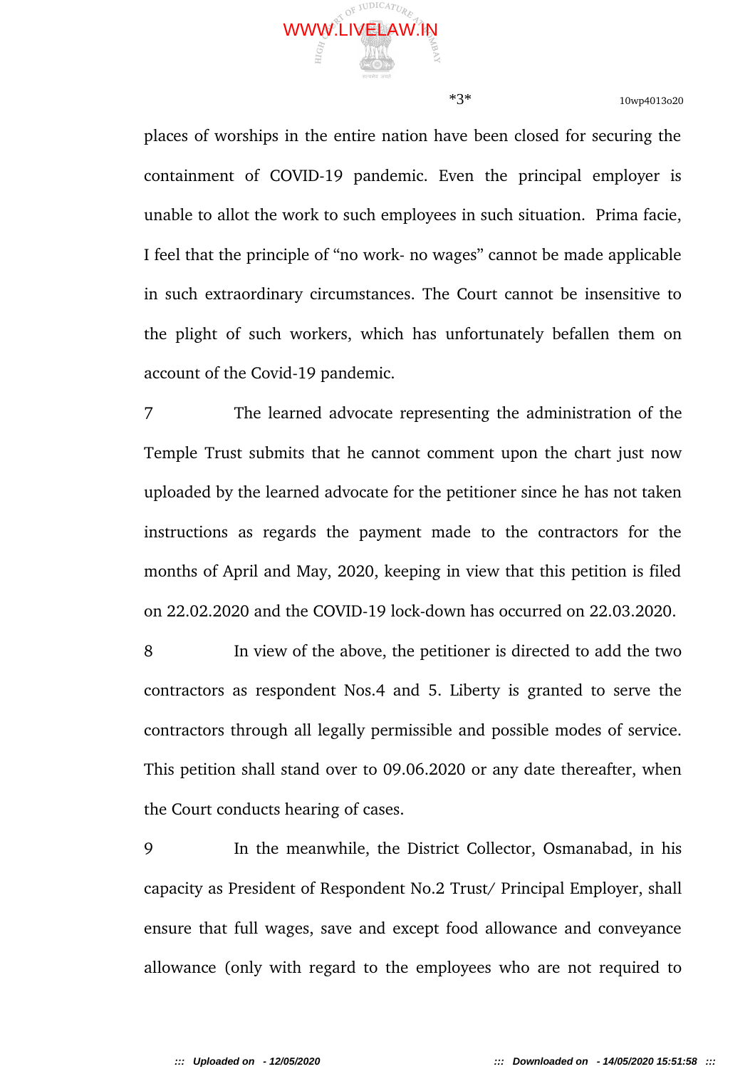places of worships in the entire nation have been closed for securing the containment of COVID-19 pandemic. Even the principal employer is unable to allot the work to such employees in such situation. Prima facie, I feel that the principle of "no work- no wages" cannot be made applicable in such extraordinary circumstances. The Court cannot be insensitive to the plight of such workers, which has unfortunately befallen them on account of the Covid-19 pandemic.

7 The learned advocate representing the administration of the Temple Trust submits that he cannot comment upon the chart just now uploaded by the learned advocate for the petitioner since he has not taken instructions as regards the payment made to the contractors for the months of April and May, 2020, keeping in view that this petition is filed on 22.02.2020 and the COVID-19 lock-down has occurred on 22.03.2020.

8 In view of the above, the petitioner is directed to add the two contractors as respondent Nos.4 and 5. Liberty is granted to serve the contractors through all legally permissible and possible modes of service. This petition shall stand over to 09.06.2020 or any date thereafter, when the Court conducts hearing of cases.

9 In the meanwhile, the District Collector, Osmanabad, in his capacity as President of Respondent No.2 Trust/ Principal Employer, shall ensure that full wages, save and except food allowance and conveyance allowance (only with regard to the employees who are not required to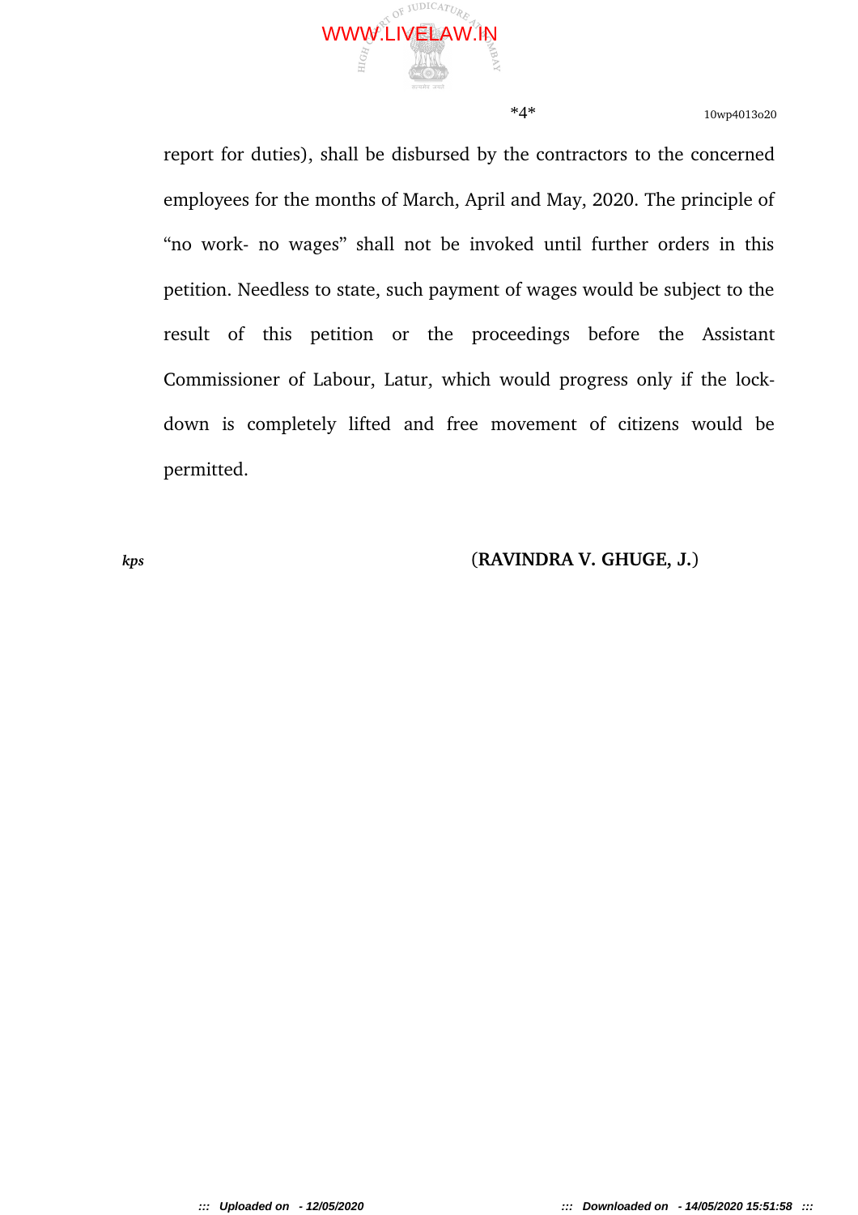report for duties), shall be disbursed by the contractors to the concerned employees for the months of March, April and May, 2020. The principle of "no work- no wages" shall not be invoked until further orders in this petition. Needless to state, such payment of wages would be subject to the result of this petition or the proceedings before the Assistant Commissioner of Labour, Latur, which would progress only if the lock-down is completely lifted and free movement of citizens would be permitted.

*kps*

**(RAVINDRA V. GHUGE, J.)**